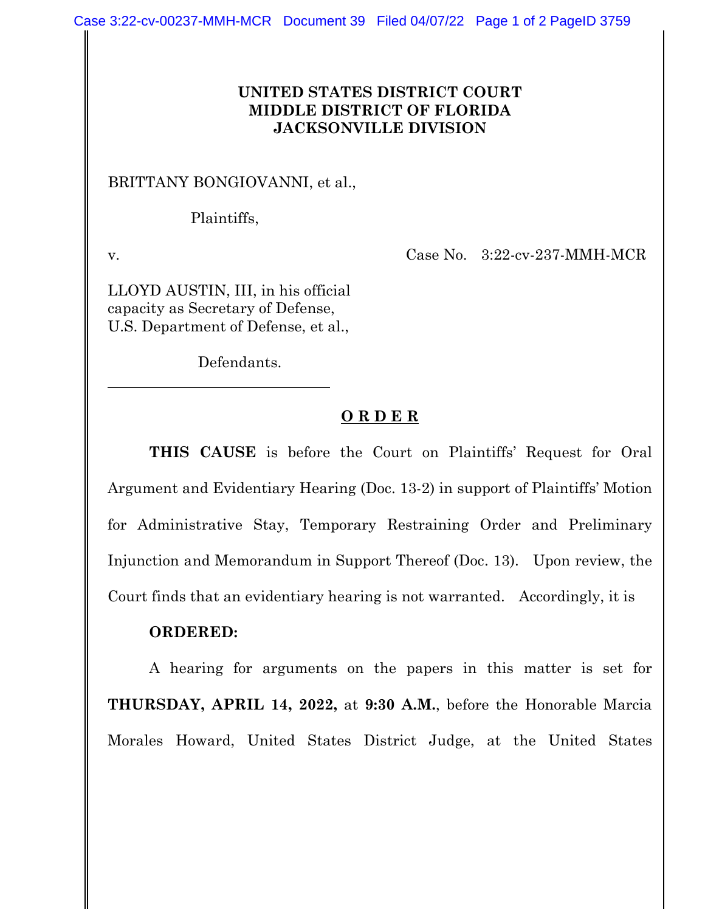**UNITED STATES DISTRICT COURT**
**MIDDLE DISTRICT OF FLORIDA**
**JACKSONVILLE DIVISION**

BRITTANY BONGIOVANNI, et al.,

Plaintiffs,

v. Case No. 3:22-cv-237-MMH-MCR

LLOYD AUSTIN, III, in his official capacity as Secretary of Defense, U.S. Department of Defense, et al.,

Defendants.

---

**O R D E R**

**THIS CAUSE** is before the Court on Plaintiffs' Request for Oral Argument and Evidentiary Hearing (Doc. 13-2) in support of Plaintiffs' Motion for Administrative Stay, Temporary Restraining Order and Preliminary Injunction and Memorandum in Support Thereof (Doc. 13). Upon review, the Court finds that an evidentiary hearing is not warranted. Accordingly, it is

**ORDERED:**

A hearing for arguments on the papers in this matter is set for **THURSDAY, APRIL 14, 2022,** at **9:30 A.M.**, before the Honorable Marcia Morales Howard, United States District Judge, at the United States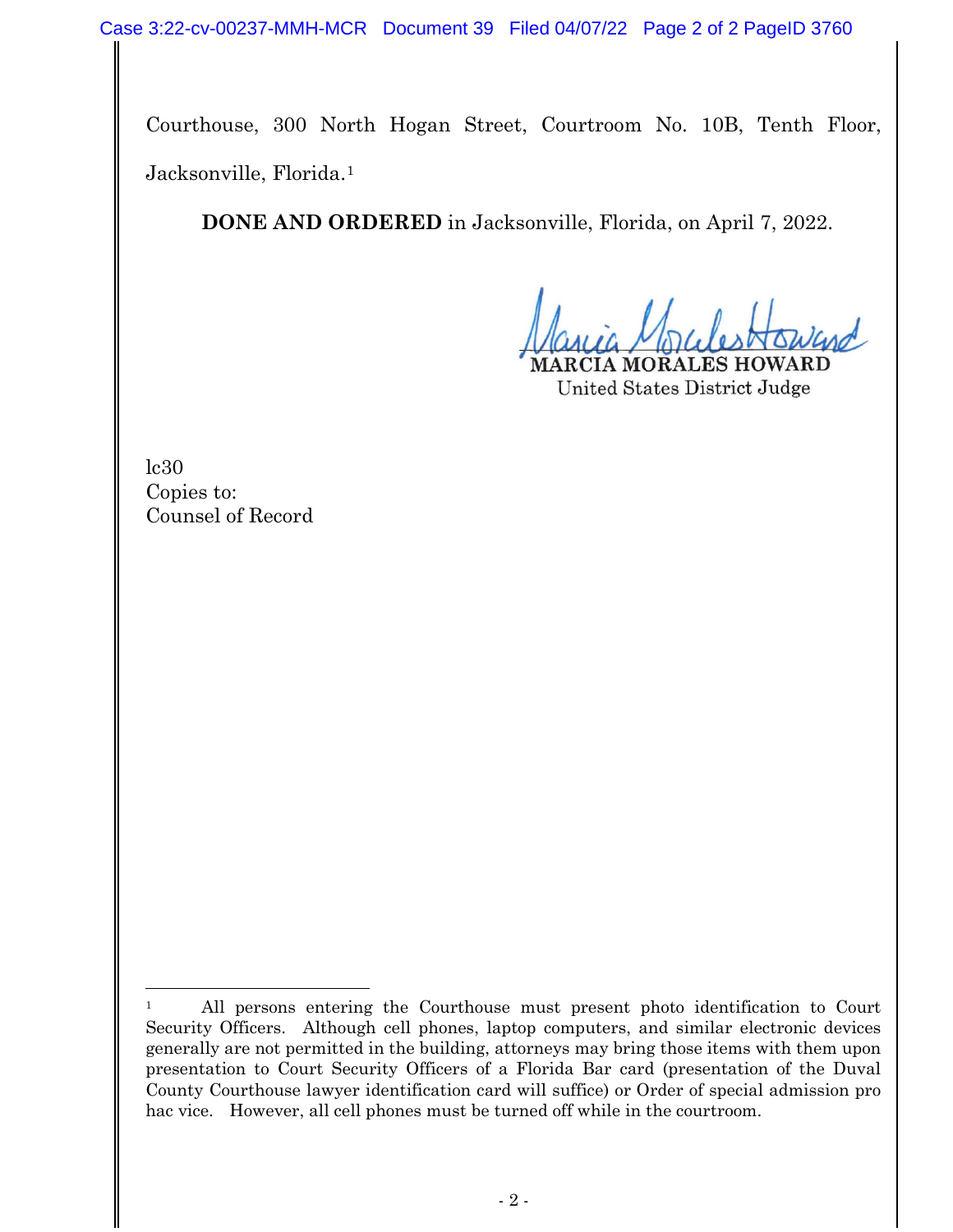Courthouse, 300 North Hogan Street, Courtroom No. 10B, Tenth Floor, Jacksonville, Florida.[1]

**DONE AND ORDERED** in Jacksonville, Florida, on April 7, 2022.

MARCIA MORALES HOWARD
United States District Judge

lc30
Copies to:
Counsel of Record

[1] All persons entering the Courthouse must present photo identification to Court Security Officers. Although cell phones, laptop computers, and similar electronic devices generally are not permitted in the building, attorneys may bring those items with them upon presentation to Court Security Officers of a Florida Bar card (presentation of the Duval County Courthouse lawyer identification card will suffice) or Order of special admission pro hac vice. However, all cell phones must be turned off while in the courtroom.